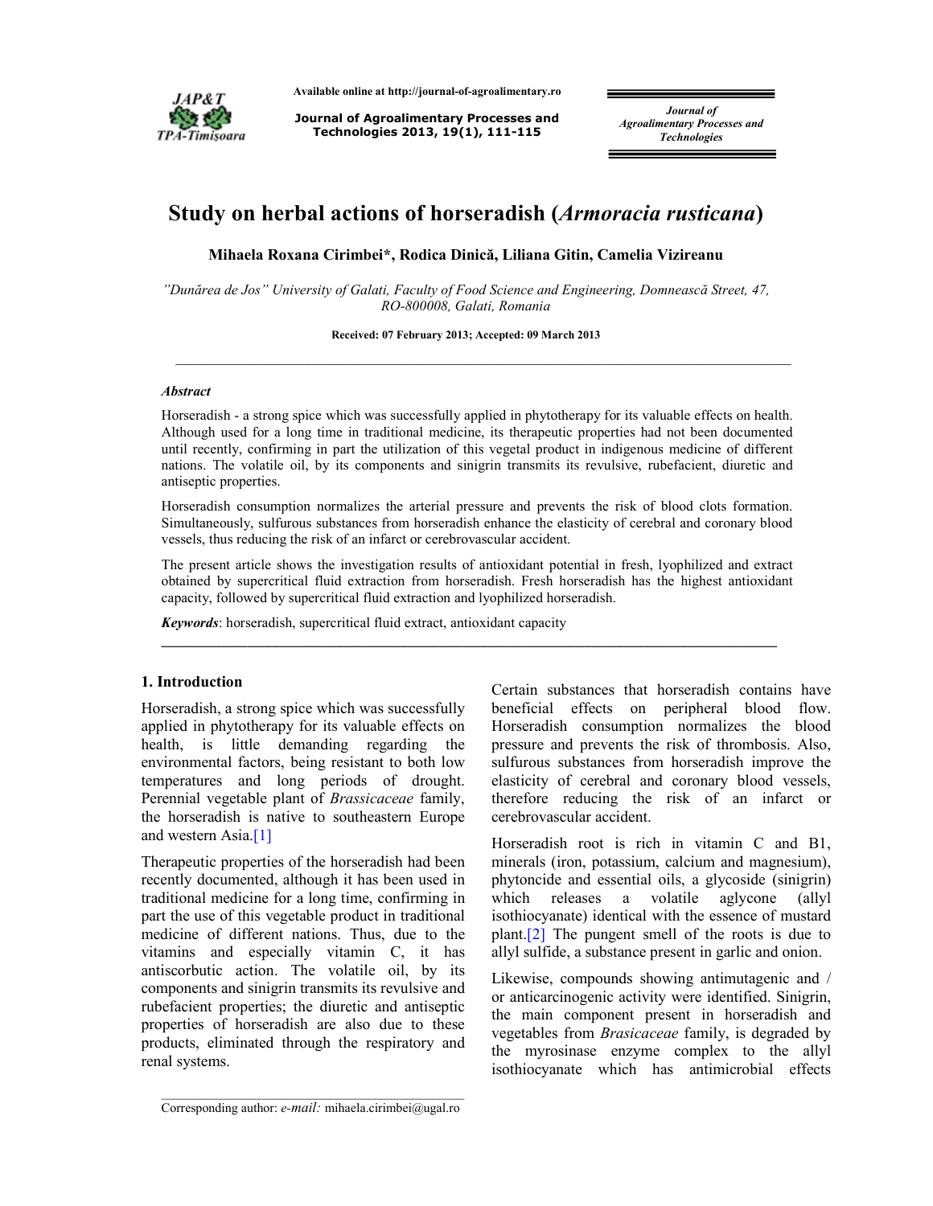# Study on herbal actions of horseradish (*Armoracia rusticana*)

**Mihaela Roxana Cirimbei\*, Rodica Dinică, Liliana Gitin, Camelia Vizireanu**

*"Dunărea de Jos" University of Galati, Faculty of Food Science and Engineering, Domnească Street, 47, RO-800008, Galati, Romania*

**Received: 07 February 2013; Accepted: 09 March 2013**

---

***Abstract***

Horseradish - a strong spice which was successfully applied in phytotherapy for its valuable effects on health. Although used for a long time in traditional medicine, its therapeutic properties had not been documented until recently, confirming in part the utilization of this vegetal product in indigenous medicine of different nations. The volatile oil, by its components and sinigrin transmits its revulsive, rubefacient, diuretic and antiseptic properties.

Horseradish consumption normalizes the arterial pressure and prevents the risk of blood clots formation. Simultaneously, sulfurous substances from horseradish enhance the elasticity of cerebral and coronary blood vessels, thus reducing the risk of an infarct or cerebrovascular accident.

The present article shows the investigation results of antioxidant potential in fresh, lyophilized and extract obtained by supercritical fluid extraction from horseradish. Fresh horseradish has the highest antioxidant capacity, followed by supercritical fluid extraction and lyophilized horseradish.

***Keywords***: horseradish, supercritical fluid extract, antioxidant capacity

---

## 1. Introduction

Horseradish, a strong spice which was successfully applied in phytotherapy for its valuable effects on health, is little demanding regarding the environmental factors, being resistant to both low temperatures and long periods of drought. Perennial vegetable plant of *Brassicaceae* family, the horseradish is native to southeastern Europe and western Asia.[1]

Therapeutic properties of the horseradish had been recently documented, although it has been used in traditional medicine for a long time, confirming in part the use of this vegetable product in traditional medicine of different nations. Thus, due to the vitamins and especially vitamin C, it has antiscorbutic action. The volatile oil, by its components and sinigrin transmits its revulsive and rubefacient properties; the diuretic and antiseptic properties of horseradish are also due to these products, eliminated through the respiratory and renal systems.

Certain substances that horseradish contains have beneficial effects on peripheral blood flow. Horseradish consumption normalizes the blood pressure and prevents the risk of thrombosis. Also, sulfurous substances from horseradish improve the elasticity of cerebral and coronary blood vessels, therefore reducing the risk of an infarct or cerebrovascular accident.

Horseradish root is rich in vitamin C and B1, minerals (iron, potassium, calcium and magnesium), phytoncide and essential oils, a glycoside (sinigrin) which releases a volatile aglycone (allyl isothiocyanate) identical with the essence of mustard plant.[2] The pungent smell of the roots is due to allyl sulfide, a substance present in garlic and onion.

Likewise, compounds showing antimutagenic and / or anticarcinogenic activity were identified. Sinigrin, the main component present in horseradish and vegetables from *Brasicaceae* family, is degraded by the myrosinase enzyme complex to the allyl isothiocyanate which has antimicrobial effects

---

Corresponding author: *e-mail:* mihaela.cirimbei@ugal.ro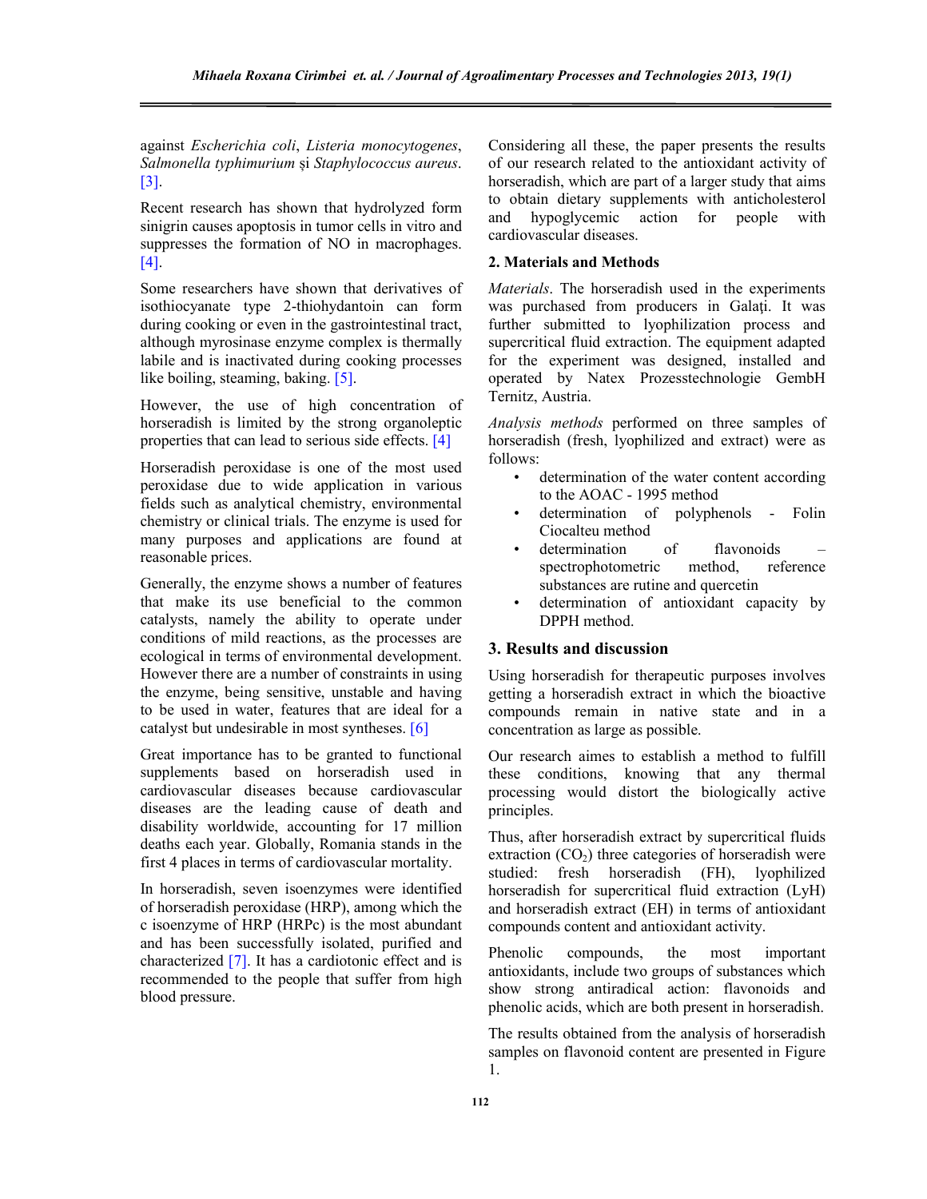against *Escherichia coli*, *Listeria monocytogenes*, *Salmonella typhimurium* și *Staphylococcus aureus*. [3].

Recent research has shown that hydrolyzed form sinigrin causes apoptosis in tumor cells in vitro and suppresses the formation of NO in macrophages. [4].

Some researchers have shown that derivatives of isothiocyanate type 2-thiohydantoin can form during cooking or even in the gastrointestinal tract, although myrosinase enzyme complex is thermally labile and is inactivated during cooking processes like boiling, steaming, baking. [5].

However, the use of high concentration of horseradish is limited by the strong organoleptic properties that can lead to serious side effects. [4]

Horseradish peroxidase is one of the most used peroxidase due to wide application in various fields such as analytical chemistry, environmental chemistry or clinical trials. The enzyme is used for many purposes and applications are found at reasonable prices.

Generally, the enzyme shows a number of features that make its use beneficial to the common catalysts, namely the ability to operate under conditions of mild reactions, as the processes are ecological in terms of environmental development. However there are a number of constraints in using the enzyme, being sensitive, unstable and having to be used in water, features that are ideal for a catalyst but undesirable in most syntheses. [6]

Great importance has to be granted to functional supplements based on horseradish used in cardiovascular diseases because cardiovascular diseases are the leading cause of death and disability worldwide, accounting for 17 million deaths each year. Globally, Romania stands in the first 4 places in terms of cardiovascular mortality.

In horseradish, seven isoenzymes were identified of horseradish peroxidase (HRP), among which the c isoenzyme of HRP (HRPc) is the most abundant and has been successfully isolated, purified and characterized [7]. It has a cardiotonic effect and is recommended to the people that suffer from high blood pressure.

Considering all these, the paper presents the results of our research related to the antioxidant activity of horseradish, which are part of a larger study that aims to obtain dietary supplements with anticholesterol and hypoglycemic action for people with cardiovascular diseases.

## 2. Materials and Methods

*Materials*. The horseradish used in the experiments was purchased from producers in Galați. It was further submitted to lyophilization process and supercritical fluid extraction. The equipment adapted for the experiment was designed, installed and operated by Natex Prozesstechnologie GembH Ternitz, Austria.

*Analysis methods* performed on three samples of horseradish (fresh, lyophilized and extract) were as follows:

- determination of the water content according to the AOAC - 1995 method
- determination of polyphenols - Folin Ciocalteu method
- determination of flavonoids – spectrophotometric method, reference substances are rutine and quercetin
- determination of antioxidant capacity by DPPH method.

## 3. Results and discussion

Using horseradish for therapeutic purposes involves getting a horseradish extract in which the bioactive compounds remain in native state and in a concentration as large as possible.

Our research aimes to establish a method to fulfill these conditions, knowing that any thermal processing would distort the biologically active principles.

Thus, after horseradish extract by supercritical fluids extraction ($CO_2$) three categories of horseradish were studied: fresh horseradish (FH), lyophilized horseradish for supercritical fluid extraction (LyH) and horseradish extract (EH) in terms of antioxidant compounds content and antioxidant activity.

Phenolic compounds, the most important antioxidants, include two groups of substances which show strong antiradical action: flavonoids and phenolic acids, which are both present in horseradish.

The results obtained from the analysis of horseradish samples on flavonoid content are presented in Figure 1.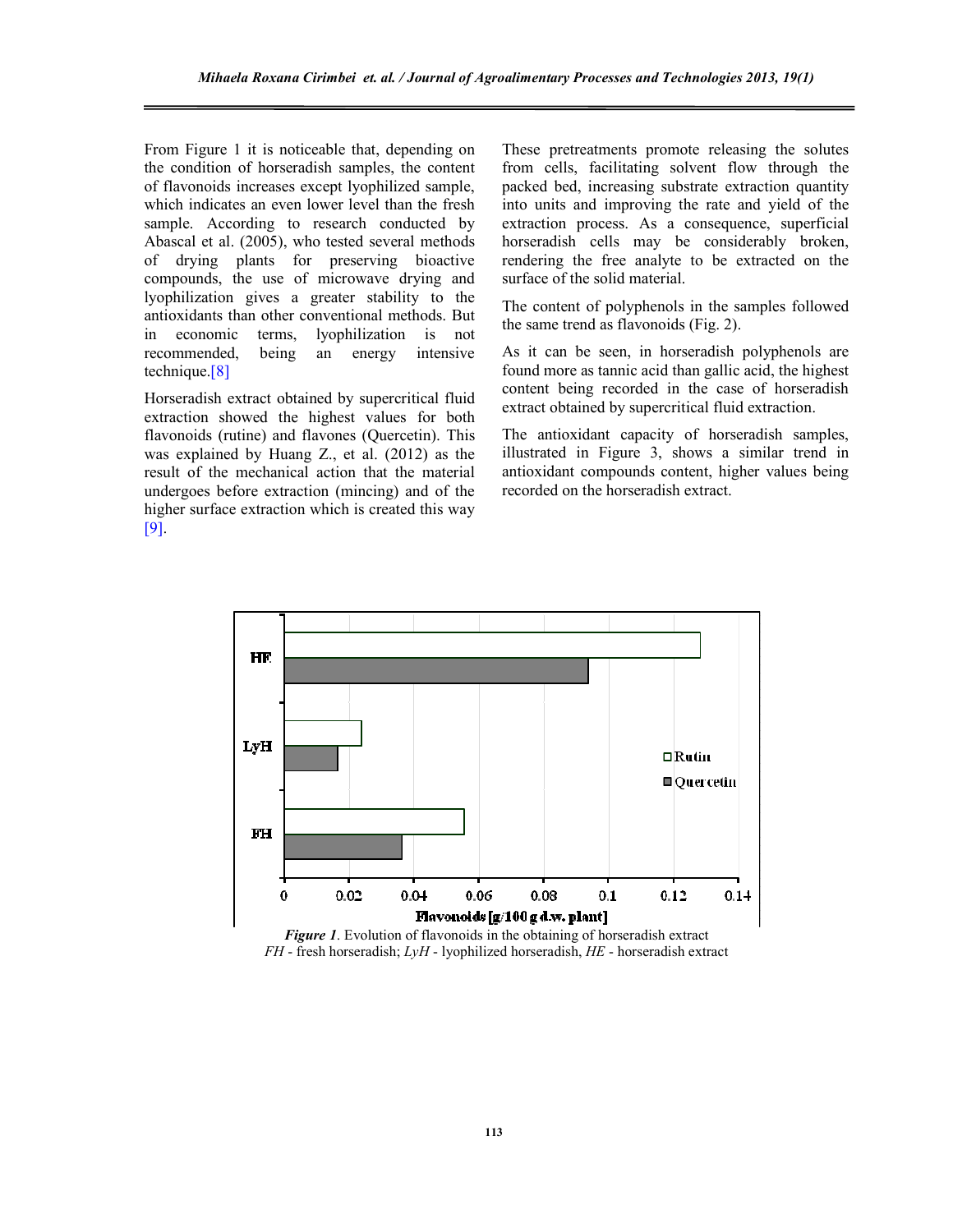From Figure 1 it is noticeable that, depending on the condition of horseradish samples, the content of flavonoids increases except lyophilized sample, which indicates an even lower level than the fresh sample. According to research conducted by Abascal et al. (2005), who tested several methods of drying plants for preserving bioactive compounds, the use of microwave drying and lyophilization gives a greater stability to the antioxidants than other conventional methods. But in economic terms, lyophilization is not recommended, being an energy intensive technique.[8]

Horseradish extract obtained by supercritical fluid extraction showed the highest values for both flavonoids (rutine) and flavones (Quercetin). This was explained by Huang Z., et al. (2012) as the result of the mechanical action that the material undergoes before extraction (mincing) and of the higher surface extraction which is created this way [9].

These pretreatments promote releasing the solutes from cells, facilitating solvent flow through the packed bed, increasing substrate extraction quantity into units and improving the rate and yield of the extraction process. As a consequence, superficial horseradish cells may be considerably broken, rendering the free analyte to be extracted on the surface of the solid material.

The content of polyphenols in the samples followed the same trend as flavonoids (Fig. 2).

As it can be seen, in horseradish polyphenols are found more as tannic acid than gallic acid, the highest content being recorded in the case of horseradish extract obtained by supercritical fluid extraction.

The antioxidant capacity of horseradish samples, illustrated in Figure 3, shows a similar trend in antioxidant compounds content, higher values being recorded on the horseradish extract.

***Figure 1***. Evolution of flavonoids in the obtaining of horseradish extract
*FH* - fresh horseradish; *LyH* - lyophilized horseradish, *HE* - horseradish extract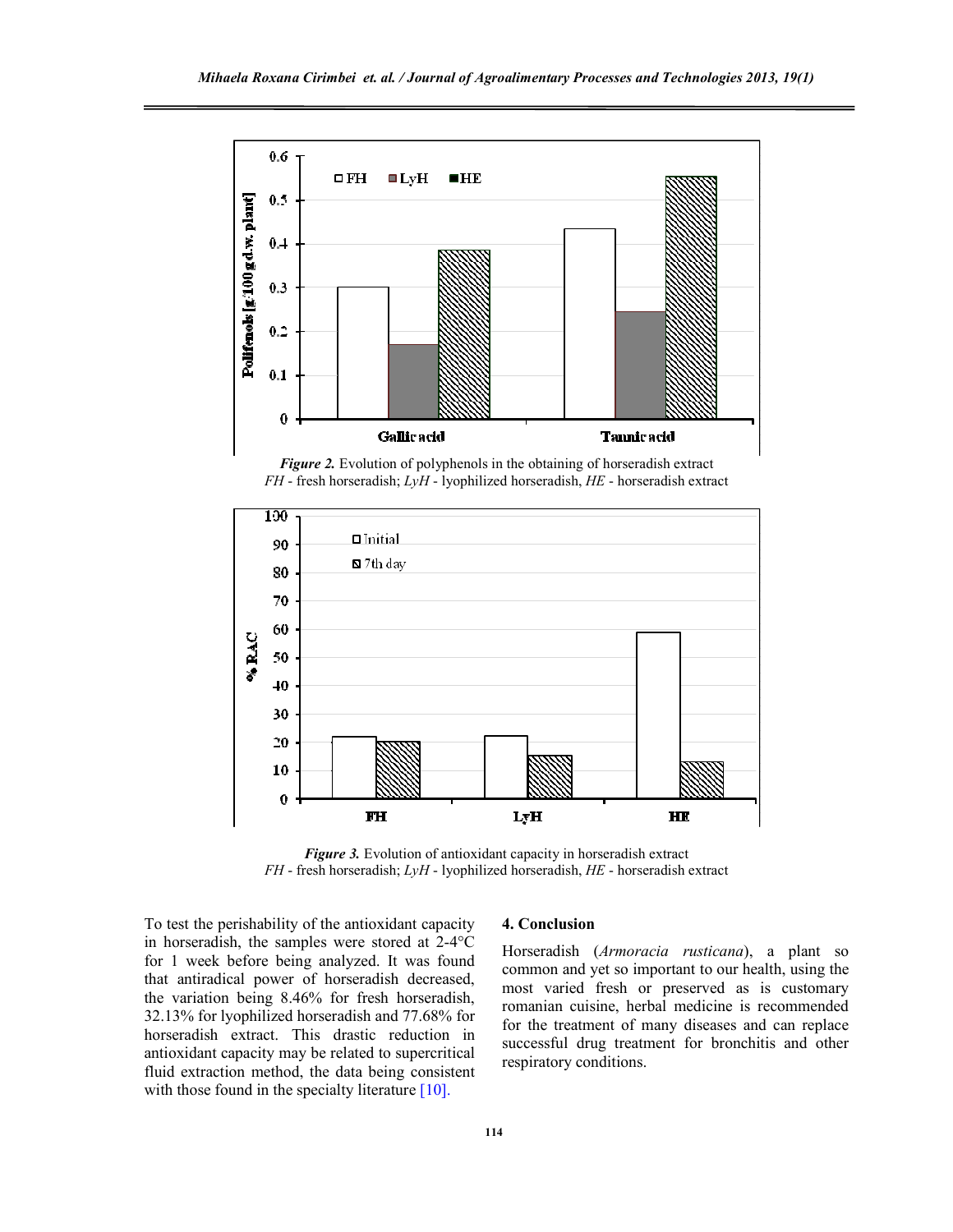*Figure 2.* Evolution of polyphenols in the obtaining of horseradish extract
*FH* - fresh horseradish; *LyH* - lyophilized horseradish, *HE* - horseradish extract

*Figure 3.* Evolution of antioxidant capacity in horseradish extract
*FH* - fresh horseradish; *LyH* - lyophilized horseradish, *HE* - horseradish extract

To test the perishability of the antioxidant capacity in horseradish, the samples were stored at 2-4°C for 1 week before being analyzed. It was found that antiradical power of horseradish decreased, the variation being 8.46% for fresh horseradish, 32.13% for lyophilized horseradish and 77.68% for horseradish extract. This drastic reduction in antioxidant capacity may be related to supercritical fluid extraction method, the data being consistent with those found in the specialty literature [10].

## 4. Conclusion

Horseradish (*Armoracia rusticana*), a plant so common and yet so important to our health, using the most varied fresh or preserved as is customary romanian cuisine, herbal medicine is recommended for the treatment of many diseases and can replace successful drug treatment for bronchitis and other respiratory conditions.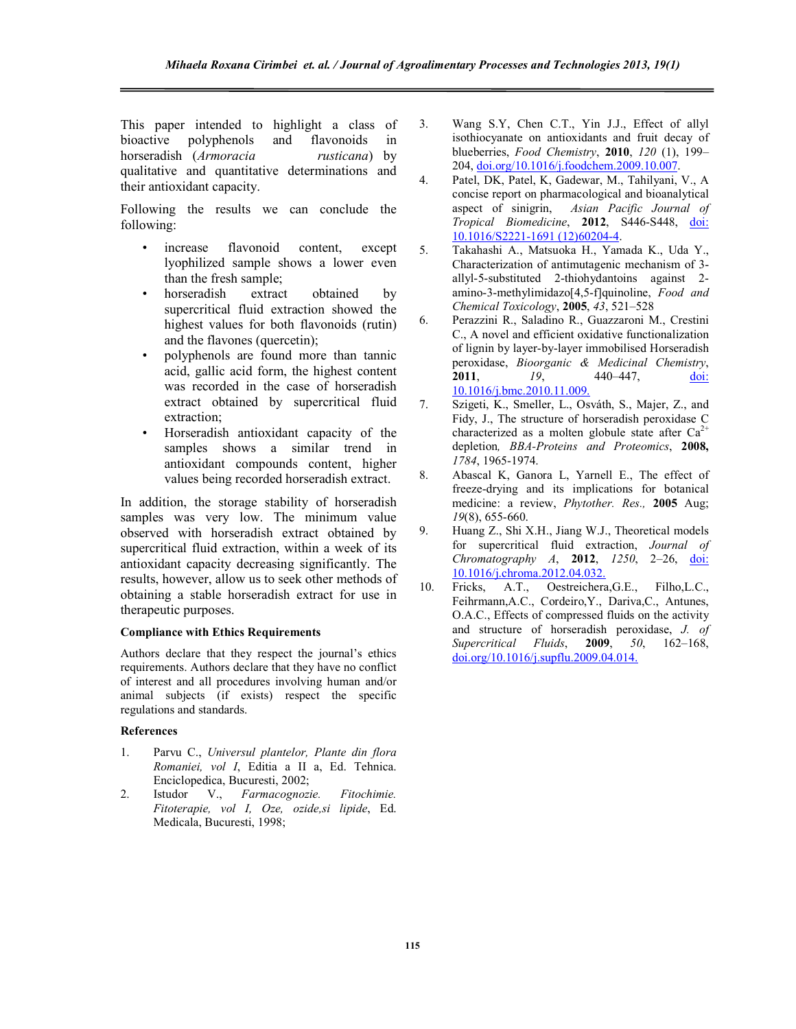This paper intended to highlight a class of bioactive polyphenols and flavonoids in horseradish (*Armoracia rusticana*) by qualitative and quantitative determinations and their antioxidant capacity.

Following the results we can conclude the following:

- increase flavonoid content, except lyophilized sample shows a lower even than the fresh sample;
- horseradish extract obtained by supercritical fluid extraction showed the highest values for both flavonoids (rutin) and the flavones (quercetin);
- polyphenols are found more than tannic acid, gallic acid form, the highest content was recorded in the case of horseradish extract obtained by supercritical fluid extraction;
- Horseradish antioxidant capacity of the samples shows a similar trend in antioxidant compounds content, higher values being recorded horseradish extract.

In addition, the storage stability of horseradish samples was very low. The minimum value observed with horseradish extract obtained by supercritical fluid extraction, within a week of its antioxidant capacity decreasing significantly. The results, however, allow us to seek other methods of obtaining a stable horseradish extract for use in therapeutic purposes.

**Compliance with Ethics Requirements**

Authors declare that they respect the journal's ethics requirements. Authors declare that they have no conflict of interest and all procedures involving human and/or animal subjects (if exists) respect the specific regulations and standards.

**References**

1. Parvu C., *Universul plantelor, Plante din flora Romaniei, vol I*, Editia a II a, Ed. Tehnica. Enciclopedica, Bucuresti, 2002;
2. Istudor V., *Farmacognozie. Fitochimie. Fitoterapie, vol I, Oze, ozide,si lipide*, Ed. Medicala, Bucuresti, 1998;
3. Wang S.Y, Chen C.T., Yin J.J., Effect of allyl isothiocyanate on antioxidants and fruit decay of blueberries, *Food Chemistry*, **2010**, *120* (1), 199–204, doi.org/10.1016/j.foodchem.2009.10.007.
4. Patel, DK, Patel, K, Gadewar, M., Tahilyani, V., A concise report on pharmacological and bioanalytical aspect of sinigrin, *Asian Pacific Journal of Tropical Biomedicine*, **2012**, S446-S448, doi: 10.1016/S2221-1691 (12)60204-4.
5. Takahashi A., Matsuoka H., Yamada K., Uda Y., Characterization of antimutagenic mechanism of 3-allyl-5-substituted 2-thiohydantoins against 2-amino-3-methylimidazo[4,5-f]quinoline, *Food and Chemical Toxicology*, **2005**, *43*, 521–528
6. Perazzini R., Saladino R., Guazzaroni M., Crestini C., A novel and efficient oxidative functionalization of lignin by layer-by-layer immobilised Horseradish peroxidase, *Bioorganic & Medicinal Chemistry*, **2011**, *19*, 440–447, doi: 10.1016/j.bmc.2010.11.009.
7. Szigeti, K., Smeller, L., Osváth, S., Majer, Z., and Fidy, J., The structure of horseradish peroxidase C characterized as a molten globule state after $Ca^{2+}$ depletion, *BBA-Proteins and Proteomics*, **2008,** *1784*, 1965-1974.
8. Abascal K, Ganora L, Yarnell E., The effect of freeze-drying and its implications for botanical medicine: a review, *Phytother. Res.,* **2005** Aug; *19*(8), 655-660.
9. Huang Z., Shi X.H., Jiang W.J., Theoretical models for supercritical fluid extraction, *Journal of Chromatography A*, **2012**, *1250*, 2–26, doi: 10.1016/j.chroma.2012.04.032.
10. Fricks, A.T., Oestreichera,G.E., Filho,L.C., Feihrmann,A.C., Cordeiro,Y., Dariva,C., Antunes, O.A.C., Effects of compressed fluids on the activity and structure of horseradish peroxidase, *J. of Supercritical Fluids*, **2009**, *50*, 162–168, doi.org/10.1016/j.supflu.2009.04.014.